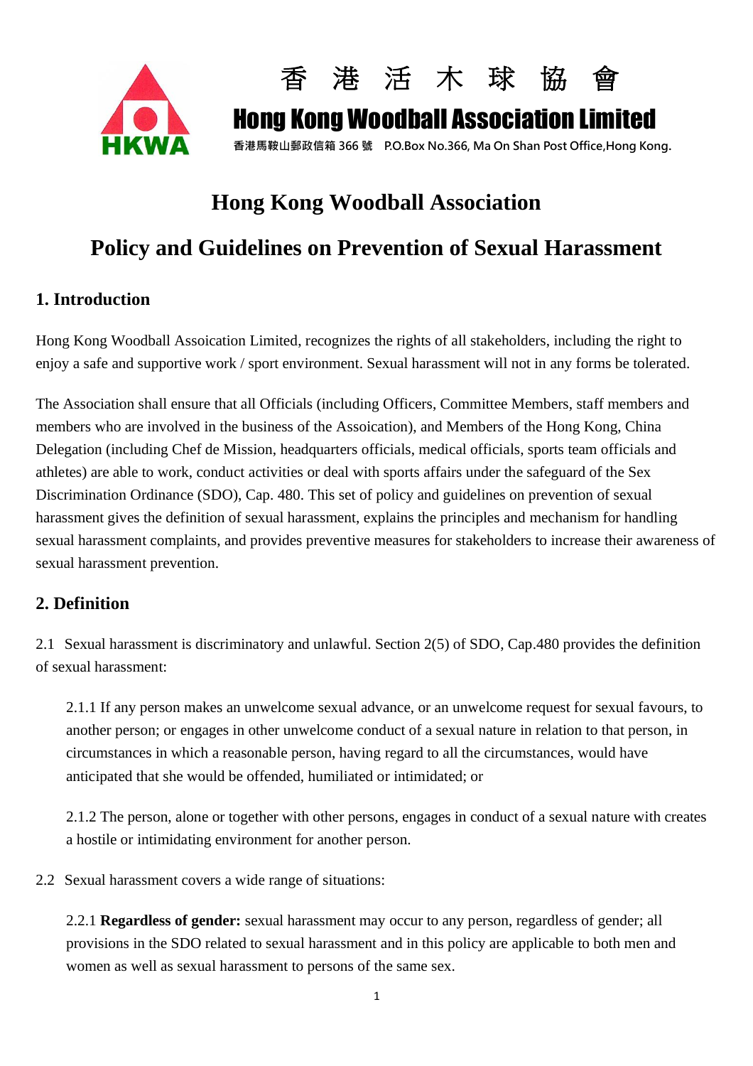香 港 活 木 球 協 會

Hong Kong Woodball Association Limited

香港馬鞍山郵政信箱 366 號 P.O.Box No.366, Ma On Shan Post Office,Hong Kong.

# Hong Kong Woodball Association

# Policy and Guidelines on Prevention of Sexual Harassment

## 1. Introduction

Hong Kong Woodball Assoication Limited, recognizes the rights of all stakeholders, including the right to enjoy a safe and supportive work / sport environment. Sexual harassment will not in any forms be tolerated.

The Association shall ensure that all Officials (including Officers, Committee Members, staff members and members who are involved in the business of the Assoication), and Members of the Hong Kong, China Delegation (including Chef de Mission, headquarters officials, medical officials, sports team officials and athletes) are able to work, conduct activities or deal with sports affairs under the safeguard of the Sex Discrimination Ordinance (SDO), Cap. 480. This set of policy and guidelines on prevention of sexual harassment gives the definition of sexual harassment, explains the principles and mechanism for handling sexual harassment complaints, and provides preventive measures for stakeholders to increase their awareness of sexual harassment prevention.

## 2. Definition

2.1 Sexual harassment is discriminatory and unlawful. Section 2(5) of SDO, Cap.480 provides the definition of sexual harassment:

2.1.1 If any person makes an unwelcome sexual advance, or an unwelcome request for sexual favours, to another person; or engages in other unwelcome conduct of a sexual nature in relation to that person, in circumstances in which a reasonable person, having regard to all the circumstances, would have anticipated that she would be offended, humiliated or intimidated; or

2.1.2 The person, alone or together with other persons, engages in conduct of a sexual nature with creates a hostile or intimidating environment for another person.

2.2 Sexual harassment covers a wide range of situations:

2.2.1 **Regardless of gender:** sexual harassment may occur to any person, regardless of gender; all provisions in the SDO related to sexual harassment and in this policy are applicable to both men and women as well as sexual harassment to persons of the same sex.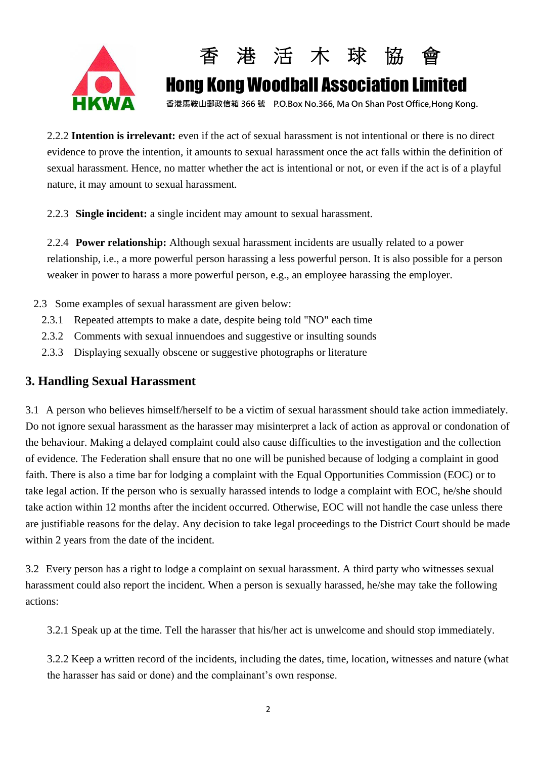2.2.2 **Intention is irrelevant:** even if the act of sexual harassment is not intentional or there is no direct evidence to prove the intention, it amounts to sexual harassment once the act falls within the definition of sexual harassment. Hence, no matter whether the act is intentional or not, or even if the act is of a playful nature, it may amount to sexual harassment.

2.2.3 **Single incident:** a single incident may amount to sexual harassment.

2.2.4 **Power relationship:** Although sexual harassment incidents are usually related to a power relationship, i.e., a more powerful person harassing a less powerful person. It is also possible for a person weaker in power to harass a more powerful person, e.g., an employee harassing the employer.

2.3 Some examples of sexual harassment are given below:

2.3.1 Repeated attempts to make a date, despite being told "NO" each time

2.3.2 Comments with sexual innuendoes and suggestive or insulting sounds

2.3.3 Displaying sexually obscene or suggestive photographs or literature

## 3. Handling Sexual Harassment

3.1 A person who believes himself/herself to be a victim of sexual harassment should take action immediately. Do not ignore sexual harassment as the harasser may misinterpret a lack of action as approval or condonation of the behaviour. Making a delayed complaint could also cause difficulties to the investigation and the collection of evidence. The Federation shall ensure that no one will be punished because of lodging a complaint in good faith. There is also a time bar for lodging a complaint with the Equal Opportunities Commission (EOC) or to take legal action. If the person who is sexually harassed intends to lodge a complaint with EOC, he/she should take action within 12 months after the incident occurred. Otherwise, EOC will not handle the case unless there are justifiable reasons for the delay. Any decision to take legal proceedings to the District Court should be made within 2 years from the date of the incident.

3.2 Every person has a right to lodge a complaint on sexual harassment. A third party who witnesses sexual harassment could also report the incident. When a person is sexually harassed, he/she may take the following actions:

3.2.1 Speak up at the time. Tell the harasser that his/her act is unwelcome and should stop immediately.

3.2.2 Keep a written record of the incidents, including the dates, time, location, witnesses and nature (what the harasser has said or done) and the complainant's own response.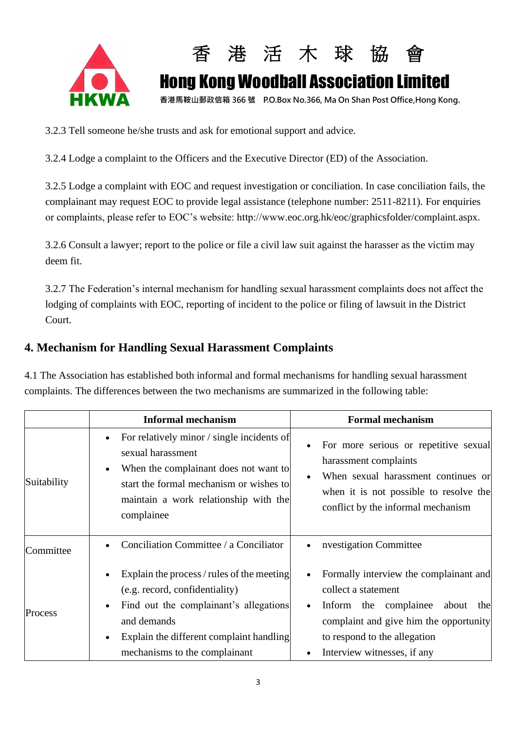3.2.3 Tell someone he/she trusts and ask for emotional support and advice.

3.2.4 Lodge a complaint to the Officers and the Executive Director (ED) of the Association.

3.2.5 Lodge a complaint with EOC and request investigation or conciliation. In case conciliation fails, the complainant may request EOC to provide legal assistance (telephone number: 2511-8211). For enquiries or complaints, please refer to EOC's website: http://www.eoc.org.hk/eoc/graphicsfolder/complaint.aspx.

3.2.6 Consult a lawyer; report to the police or file a civil law suit against the harasser as the victim may deem fit.

3.2.7 The Federation's internal mechanism for handling sexual harassment complaints does not affect the lodging of complaints with EOC, reporting of incident to the police or filing of lawsuit in the District Court.

## 4. Mechanism for Handling Sexual Harassment Complaints

4.1 The Association has established both informal and formal mechanisms for handling sexual harassment complaints. The differences between the two mechanisms are summarized in the following table:

| | Informal mechanism | Formal mechanism |
|---|---|---|
| Suitability | • For relatively minor / single incidents of sexual harassment<br>• When the complainant does not want to start the formal mechanism or wishes to maintain a work relationship with the complainee | • For more serious or repetitive sexual harassment complaints<br>• When sexual harassment continues or when it is not possible to resolve the conflict by the informal mechanism |
| Committee | • Conciliation Committee / a Conciliator | • nvestigation Committee |
| Process | • Explain the process / rules of the meeting (e.g. record, confidentiality)<br>• Find out the complainant's allegations and demands<br>• Explain the different complaint handling mechanisms to the complainant | • Formally interview the complainant and collect a statement<br>• Inform the complainee about the complaint and give him the opportunity to respond to the allegation<br>• Interview witnesses, if any |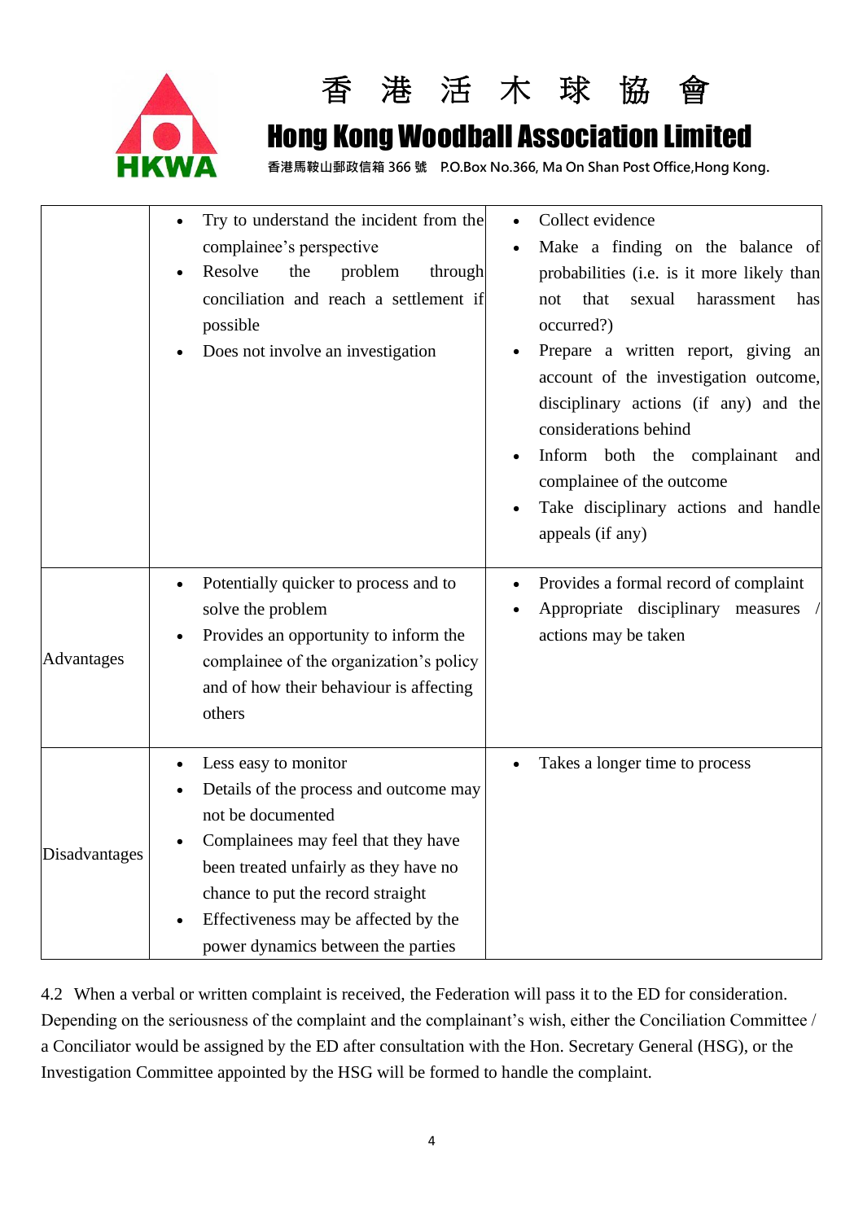|  | Conciliation | Investigation |
|---|---|---|
|  | • Try to understand the incident from the complainee's perspective<br>• Resolve the problem through conciliation and reach a settlement if possible<br>• Does not involve an investigation | • Collect evidence<br>• Make a finding on the balance of probabilities (i.e. is it more likely than not that sexual harassment has occurred?)<br>• Prepare a written report, giving an account of the investigation outcome, disciplinary actions (if any) and the considerations behind<br>• Inform both the complainant and complainee of the outcome<br>• Take disciplinary actions and handle appeals (if any) |
| Advantages | • Potentially quicker to process and to solve the problem<br>• Provides an opportunity to inform the complainee of the organization's policy and of how their behaviour is affecting others | • Provides a formal record of complaint<br>• Appropriate disciplinary measures / actions may be taken |
| Disadvantages | • Less easy to monitor<br>• Details of the process and outcome may not be documented<br>• Complainees may feel that they have been treated unfairly as they have no chance to put the record straight<br>• Effectiveness may be affected by the power dynamics between the parties | • Takes a longer time to process |

4.2 When a verbal or written complaint is received, the Federation will pass it to the ED for consideration. Depending on the seriousness of the complaint and the complainant's wish, either the Conciliation Committee / a Conciliator would be assigned by the ED after consultation with the Hon. Secretary General (HSG), or the Investigation Committee appointed by the HSG will be formed to handle the complaint.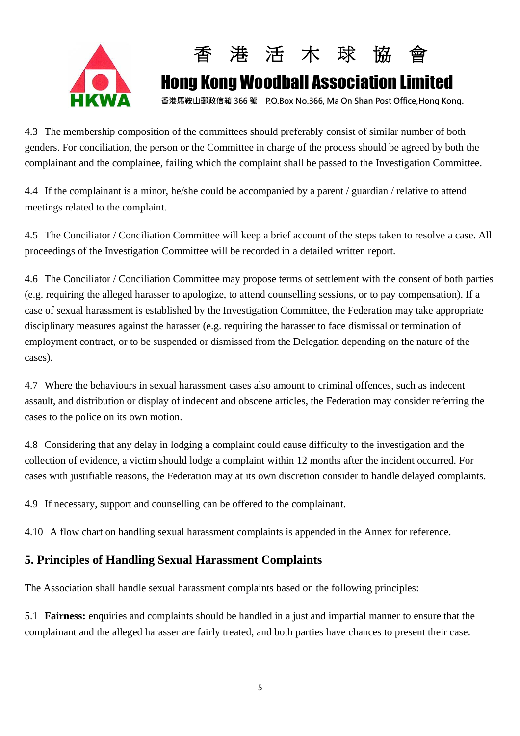4.3 The membership composition of the committees should preferably consist of similar number of both genders. For conciliation, the person or the Committee in charge of the process should be agreed by both the complainant and the complainee, failing which the complaint shall be passed to the Investigation Committee.

4.4 If the complainant is a minor, he/she could be accompanied by a parent / guardian / relative to attend meetings related to the complaint.

4.5 The Conciliator / Conciliation Committee will keep a brief account of the steps taken to resolve a case. All proceedings of the Investigation Committee will be recorded in a detailed written report.

4.6 The Conciliator / Conciliation Committee may propose terms of settlement with the consent of both parties (e.g. requiring the alleged harasser to apologize, to attend counselling sessions, or to pay compensation). If a case of sexual harassment is established by the Investigation Committee, the Federation may take appropriate disciplinary measures against the harasser (e.g. requiring the harasser to face dismissal or termination of employment contract, or to be suspended or dismissed from the Delegation depending on the nature of the cases).

4.7 Where the behaviours in sexual harassment cases also amount to criminal offences, such as indecent assault, and distribution or display of indecent and obscene articles, the Federation may consider referring the cases to the police on its own motion.

4.8 Considering that any delay in lodging a complaint could cause difficulty to the investigation and the collection of evidence, a victim should lodge a complaint within 12 months after the incident occurred. For cases with justifiable reasons, the Federation may at its own discretion consider to handle delayed complaints.

4.9 If necessary, support and counselling can be offered to the complainant.

4.10 A flow chart on handling sexual harassment complaints is appended in the Annex for reference.

## 5. Principles of Handling Sexual Harassment Complaints

The Association shall handle sexual harassment complaints based on the following principles:

5.1 **Fairness:** enquiries and complaints should be handled in a just and impartial manner to ensure that the complainant and the alleged harasser are fairly treated, and both parties have chances to present their case.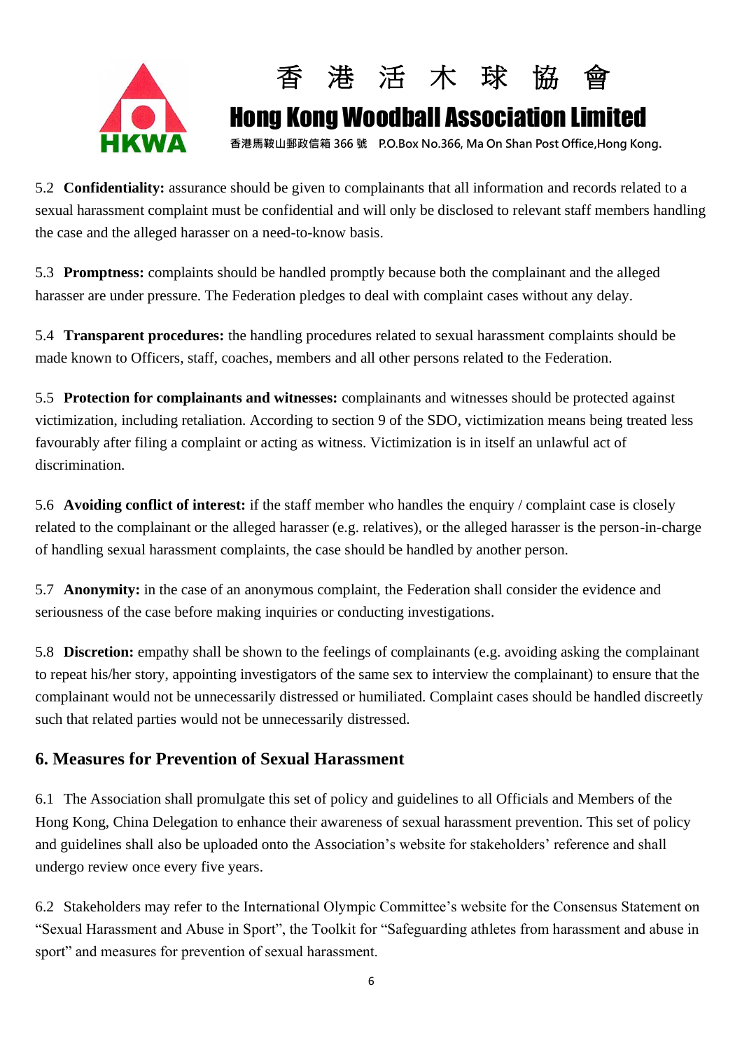5.2 **Confidentiality:** assurance should be given to complainants that all information and records related to a sexual harassment complaint must be confidential and will only be disclosed to relevant staff members handling the case and the alleged harasser on a need-to-know basis.

5.3 **Promptness:** complaints should be handled promptly because both the complainant and the alleged harasser are under pressure. The Federation pledges to deal with complaint cases without any delay.

5.4 **Transparent procedures:** the handling procedures related to sexual harassment complaints should be made known to Officers, staff, coaches, members and all other persons related to the Federation.

5.5 **Protection for complainants and witnesses:** complainants and witnesses should be protected against victimization, including retaliation. According to section 9 of the SDO, victimization means being treated less favourably after filing a complaint or acting as witness. Victimization is in itself an unlawful act of discrimination.

5.6 **Avoiding conflict of interest:** if the staff member who handles the enquiry / complaint case is closely related to the complainant or the alleged harasser (e.g. relatives), or the alleged harasser is the person-in-charge of handling sexual harassment complaints, the case should be handled by another person.

5.7 **Anonymity:** in the case of an anonymous complaint, the Federation shall consider the evidence and seriousness of the case before making inquiries or conducting investigations.

5.8 **Discretion:** empathy shall be shown to the feelings of complainants (e.g. avoiding asking the complainant to repeat his/her story, appointing investigators of the same sex to interview the complainant) to ensure that the complainant would not be unnecessarily distressed or humiliated. Complaint cases should be handled discreetly such that related parties would not be unnecessarily distressed.

## 6. Measures for Prevention of Sexual Harassment

6.1 The Association shall promulgate this set of policy and guidelines to all Officials and Members of the Hong Kong, China Delegation to enhance their awareness of sexual harassment prevention. This set of policy and guidelines shall also be uploaded onto the Association's website for stakeholders' reference and shall undergo review once every five years.

6.2 Stakeholders may refer to the International Olympic Committee's website for the Consensus Statement on "Sexual Harassment and Abuse in Sport", the Toolkit for "Safeguarding athletes from harassment and abuse in sport" and measures for prevention of sexual harassment.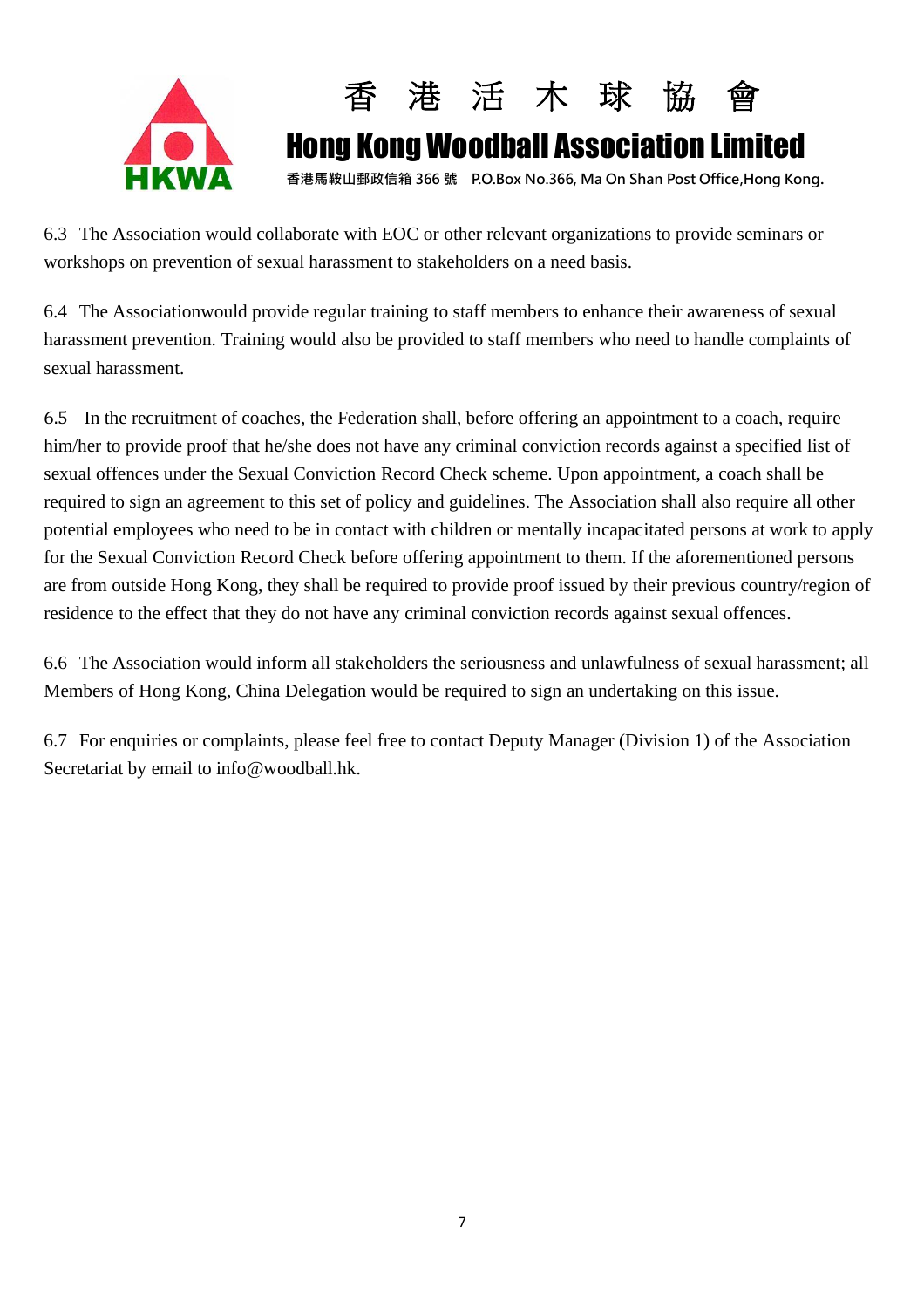6.3 The Association would collaborate with EOC or other relevant organizations to provide seminars or workshops on prevention of sexual harassment to stakeholders on a need basis.

6.4 The Associationwould provide regular training to staff members to enhance their awareness of sexual harassment prevention. Training would also be provided to staff members who need to handle complaints of sexual harassment.

6.5 In the recruitment of coaches, the Federation shall, before offering an appointment to a coach, require him/her to provide proof that he/she does not have any criminal conviction records against a specified list of sexual offences under the Sexual Conviction Record Check scheme. Upon appointment, a coach shall be required to sign an agreement to this set of policy and guidelines. The Association shall also require all other potential employees who need to be in contact with children or mentally incapacitated persons at work to apply for the Sexual Conviction Record Check before offering appointment to them. If the aforementioned persons are from outside Hong Kong, they shall be required to provide proof issued by their previous country/region of residence to the effect that they do not have any criminal conviction records against sexual offences.

6.6 The Association would inform all stakeholders the seriousness and unlawfulness of sexual harassment; all Members of Hong Kong, China Delegation would be required to sign an undertaking on this issue.

6.7 For enquiries or complaints, please feel free to contact Deputy Manager (Division 1) of the Association Secretariat by email to info@woodball.hk.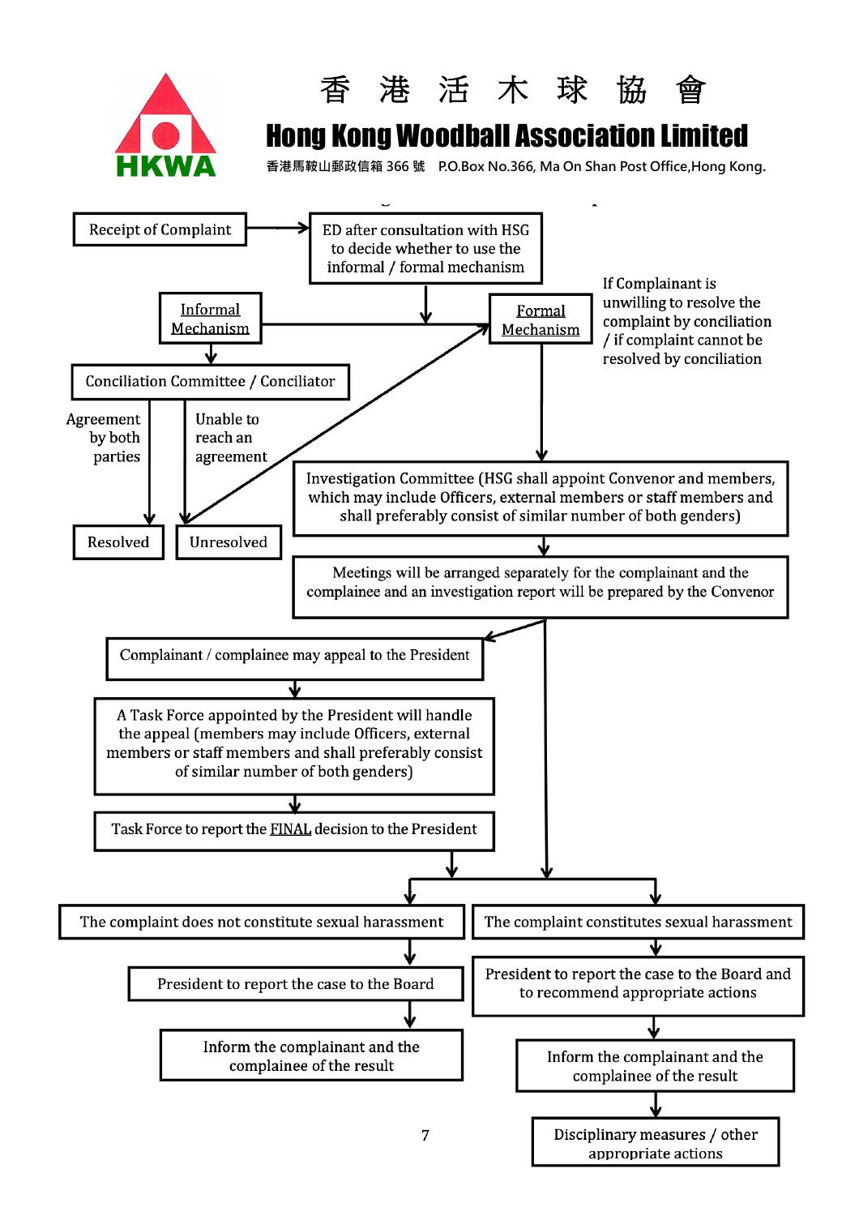# 香 港 活 木 球 協 會

# Hong Kong Woodball Association Limited

香港馬鞍山郵政信箱 366 號 P.O.Box No.366, Ma On Shan Post Office,Hong Kong.

Receipt of Complaint

ED after consultation with HSG to decide whether to use the informal / formal mechanism

Informal Mechanism

Formal Mechanism

If Complainant is unwilling to resolve the complaint by conciliation / if complaint cannot be resolved by conciliation

Conciliation Committee / Conciliator

Agreement by both parties

Unable to reach an agreement

Resolved

Unresolved

Investigation Committee (HSG shall appoint Convenor and members, which may include Officers, external members or staff members and shall preferably consist of similar number of both genders)

Meetings will be arranged separately for the complainant and the complainee and an investigation report will be prepared by the Convenor

Complainant / complainee may appeal to the President

A Task Force appointed by the President will handle the appeal (members may include Officers, external members or staff members and shall preferably consist of similar number of both genders)

Task Force to report the FINAL decision to the President

The complaint does not constitute sexual harassment

President to report the case to the Board

Inform the complainant and the complainee of the result

The complaint constitutes sexual harassment

President to report the case to the Board and to recommend appropriate actions

Inform the complainant and the complainee of the result

Disciplinary measures / other appropriate actions